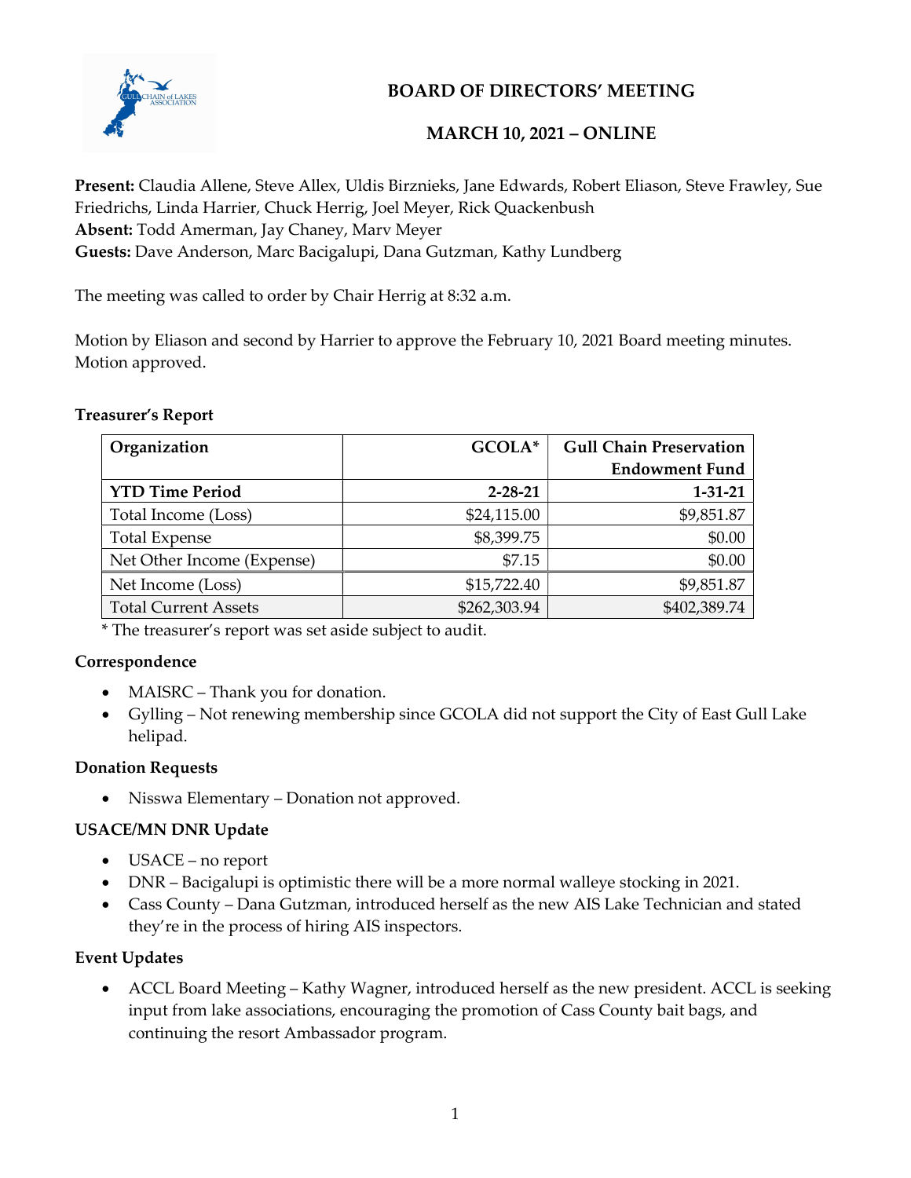# BOARD OF DIRECTORS' MEETING

## MARCH 10, 2021 – ONLINE

**Present:** Claudia Allene, Steve Allex, Uldis Birznieks, Jane Edwards, Robert Eliason, Steve Frawley, Sue Friedrichs, Linda Harrier, Chuck Herrig, Joel Meyer, Rick Quackenbush
**Absent:** Todd Amerman, Jay Chaney, Marv Meyer
**Guests:** Dave Anderson, Marc Bacigalupi, Dana Gutzman, Kathy Lundberg

The meeting was called to order by Chair Herrig at 8:32 a.m.

Motion by Eliason and second by Harrier to approve the February 10, 2021 Board meeting minutes. Motion approved.

### Treasurer's Report

| Organization | GCOLA* | Gull Chain Preservation Endowment Fund |
|---|---|---|
| **YTD Time Period** | **2-28-21** | **1-31-21** |
| Total Income (Loss) | $24,115.00 | $9,851.87 |
| Total Expense | $8,399.75 | $0.00 |
| Net Other Income (Expense) | $7.15 | $0.00 |
| Net Income (Loss) | $15,722.40 | $9,851.87 |
| Total Current Assets | $262,303.94 | $402,389.74 |

* The treasurer's report was set aside subject to audit.

### Correspondence

- MAISRC – Thank you for donation.
- Gylling – Not renewing membership since GCOLA did not support the City of East Gull Lake helipad.

### Donation Requests

- Nisswa Elementary – Donation not approved.

### USACE/MN DNR Update

- USACE – no report
- DNR – Bacigalupi is optimistic there will be a more normal walleye stocking in 2021.
- Cass County – Dana Gutzman, introduced herself as the new AIS Lake Technician and stated they're in the process of hiring AIS inspectors.

### Event Updates

- ACCL Board Meeting – Kathy Wagner, introduced herself as the new president. ACCL is seeking input from lake associations, encouraging the promotion of Cass County bait bags, and continuing the resort Ambassador program.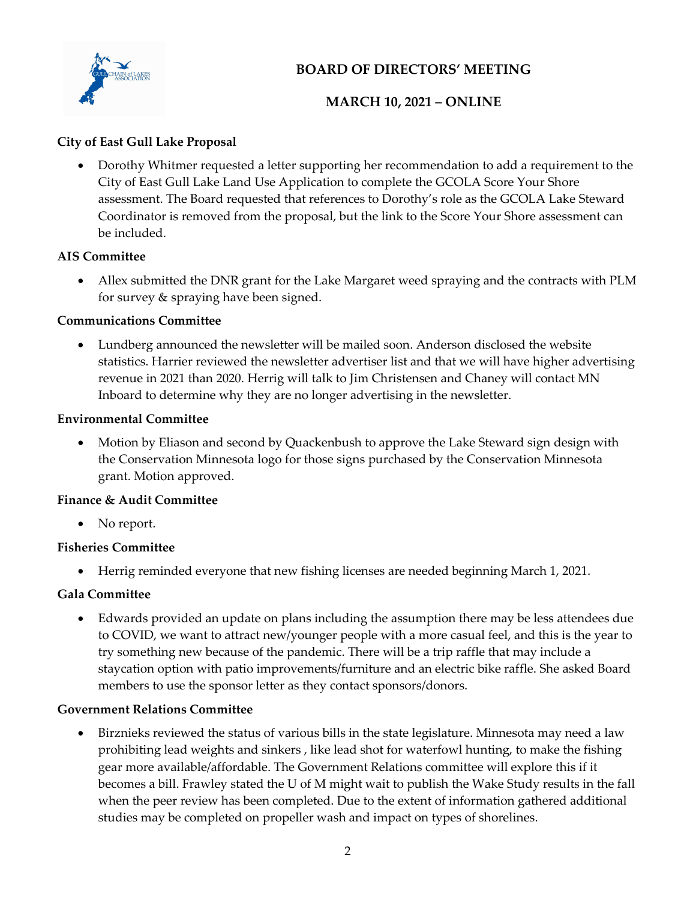# BOARD OF DIRECTORS' MEETING

## MARCH 10, 2021 – ONLINE

**City of East Gull Lake Proposal**

- Dorothy Whitmer requested a letter supporting her recommendation to add a requirement to the City of East Gull Lake Land Use Application to complete the GCOLA Score Your Shore assessment. The Board requested that references to Dorothy's role as the GCOLA Lake Steward Coordinator is removed from the proposal, but the link to the Score Your Shore assessment can be included.

**AIS Committee**

- Allex submitted the DNR grant for the Lake Margaret weed spraying and the contracts with PLM for survey & spraying have been signed.

**Communications Committee**

- Lundberg announced the newsletter will be mailed soon. Anderson disclosed the website statistics. Harrier reviewed the newsletter advertiser list and that we will have higher advertising revenue in 2021 than 2020. Herrig will talk to Jim Christensen and Chaney will contact MN Inboard to determine why they are no longer advertising in the newsletter.

**Environmental Committee**

- Motion by Eliason and second by Quackenbush to approve the Lake Steward sign design with the Conservation Minnesota logo for those signs purchased by the Conservation Minnesota grant. Motion approved.

**Finance & Audit Committee**

- No report.

**Fisheries Committee**

- Herrig reminded everyone that new fishing licenses are needed beginning March 1, 2021.

**Gala Committee**

- Edwards provided an update on plans including the assumption there may be less attendees due to COVID, we want to attract new/younger people with a more casual feel, and this is the year to try something new because of the pandemic. There will be a trip raffle that may include a staycation option with patio improvements/furniture and an electric bike raffle. She asked Board members to use the sponsor letter as they contact sponsors/donors.

**Government Relations Committee**

- Birznieks reviewed the status of various bills in the state legislature. Minnesota may need a law prohibiting lead weights and sinkers , like lead shot for waterfowl hunting, to make the fishing gear more available/affordable. The Government Relations committee will explore this if it becomes a bill. Frawley stated the U of M might wait to publish the Wake Study results in the fall when the peer review has been completed. Due to the extent of information gathered additional studies may be completed on propeller wash and impact on types of shorelines.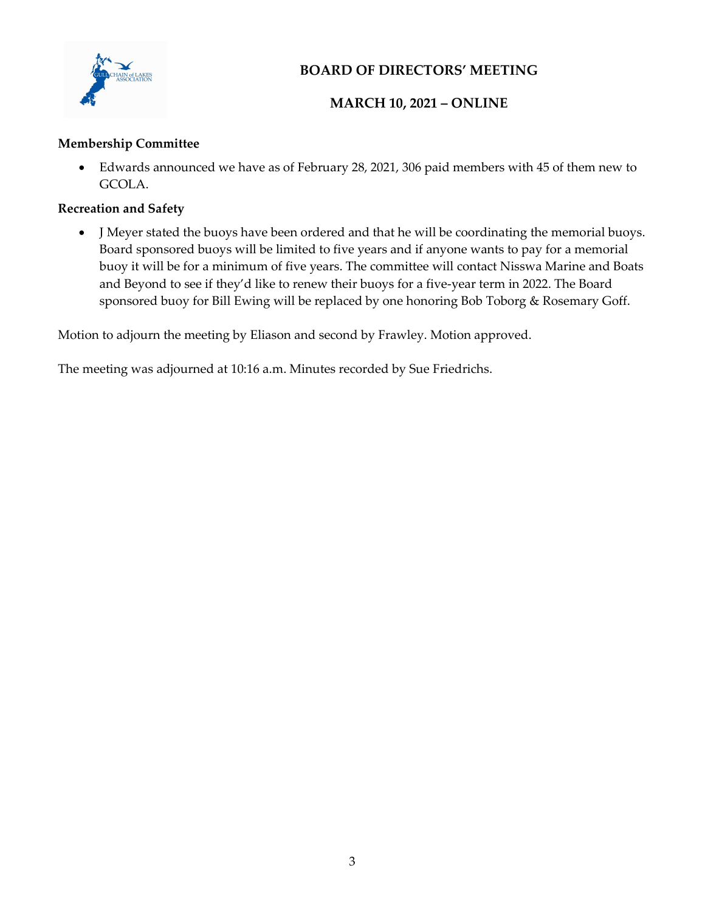**Membership Committee**

- Edwards announced we have as of February 28, 2021, 306 paid members with 45 of them new to GCOLA.

**Recreation and Safety**

- J Meyer stated the buoys have been ordered and that he will be coordinating the memorial buoys. Board sponsored buoys will be limited to five years and if anyone wants to pay for a memorial buoy it will be for a minimum of five years. The committee will contact Nisswa Marine and Boats and Beyond to see if they'd like to renew their buoys for a five-year term in 2022. The Board sponsored buoy for Bill Ewing will be replaced by one honoring Bob Toborg & Rosemary Goff.

Motion to adjourn the meeting by Eliason and second by Frawley. Motion approved.

The meeting was adjourned at 10:16 a.m. Minutes recorded by Sue Friedrichs.